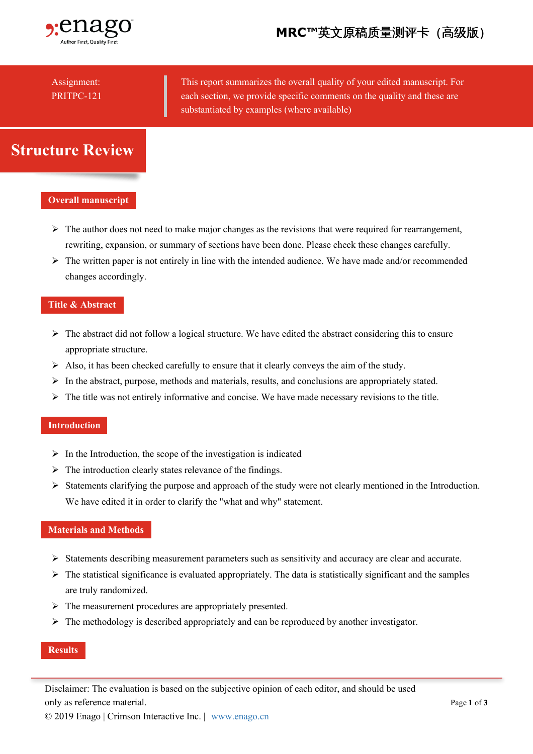# MRC™英文原稿质量测评卡（高级版）

Assignment:
PRITPC-121

This report summarizes the overall quality of your edited manuscript. For each section, we provide specific comments on the quality and these are substantiated by examples (where available)

## Structure Review

### Overall manuscript

- The author does not need to make major changes as the revisions that were required for rearrangement, rewriting, expansion, or summary of sections have been done. Please check these changes carefully.
- The written paper is not entirely in line with the intended audience. We have made and/or recommended changes accordingly.

### Title & Abstract

- The abstract did not follow a logical structure. We have edited the abstract considering this to ensure appropriate structure.
- Also, it has been checked carefully to ensure that it clearly conveys the aim of the study.
- In the abstract, purpose, methods and materials, results, and conclusions are appropriately stated.
- The title was not entirely informative and concise. We have made necessary revisions to the title.

### Introduction

- In the Introduction, the scope of the investigation is indicated
- The introduction clearly states relevance of the findings.
- Statements clarifying the purpose and approach of the study were not clearly mentioned in the Introduction. We have edited it in order to clarify the "what and why" statement.

### Materials and Methods

- Statements describing measurement parameters such as sensitivity and accuracy are clear and accurate.
- The statistical significance is evaluated appropriately. The data is statistically significant and the samples are truly randomized.
- The measurement procedures are appropriately presented.
- The methodology is described appropriately and can be reproduced by another investigator.

### Results

Disclaimer: The evaluation is based on the subjective opinion of each editor, and should be used only as reference material.

© 2019 Enago | Crimson Interactive Inc. | www.enago.cn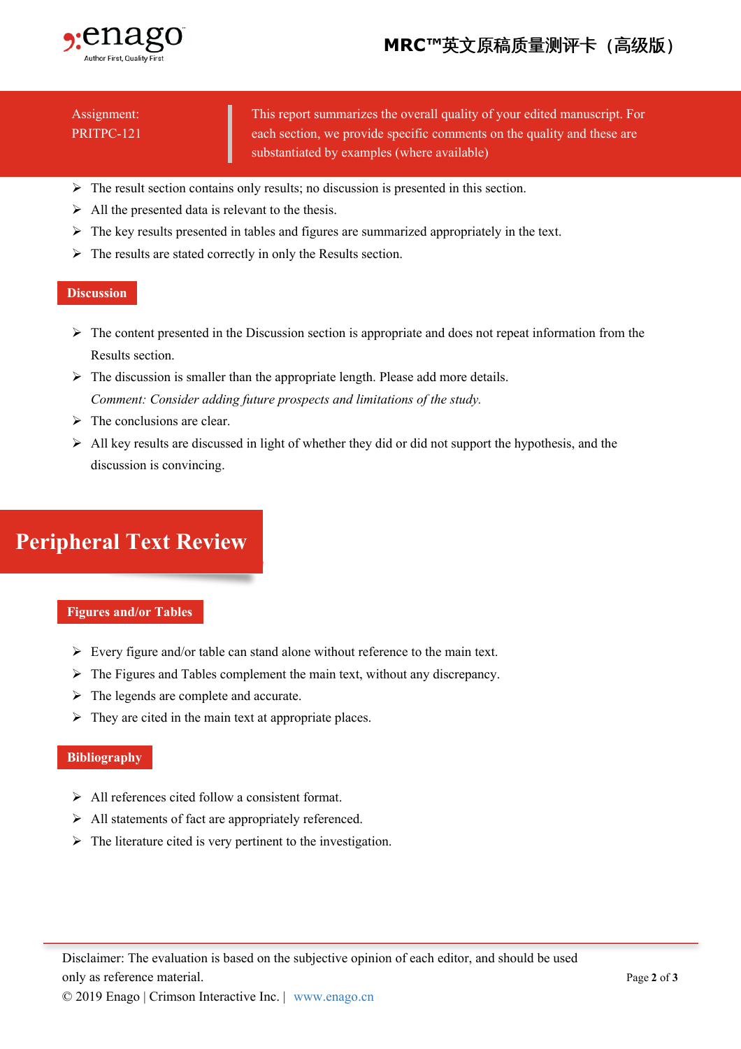- The result section contains only results; no discussion is presented in this section.
- All the presented data is relevant to the thesis.
- The key results presented in tables and figures are summarized appropriately in the text.
- The results are stated correctly in only the Results section.

### Discussion

- The content presented in the Discussion section is appropriate and does not repeat information from the Results section.
- The discussion is smaller than the appropriate length. Please add more details.
  *Comment: Consider adding future prospects and limitations of the study.*
- The conclusions are clear.
- All key results are discussed in light of whether they did or did not support the hypothesis, and the discussion is convincing.

## Peripheral Text Review

### Figures and/or Tables

- Every figure and/or table can stand alone without reference to the main text.
- The Figures and Tables complement the main text, without any discrepancy.
- The legends are complete and accurate.
- They are cited in the main text at appropriate places.

### Bibliography

- All references cited follow a consistent format.
- All statements of fact are appropriately referenced.
- The literature cited is very pertinent to the investigation.

Disclaimer: The evaluation is based on the subjective opinion of each editor, and should be used only as reference material.
© 2019 Enago | Crimson Interactive Inc. | www.enago.cn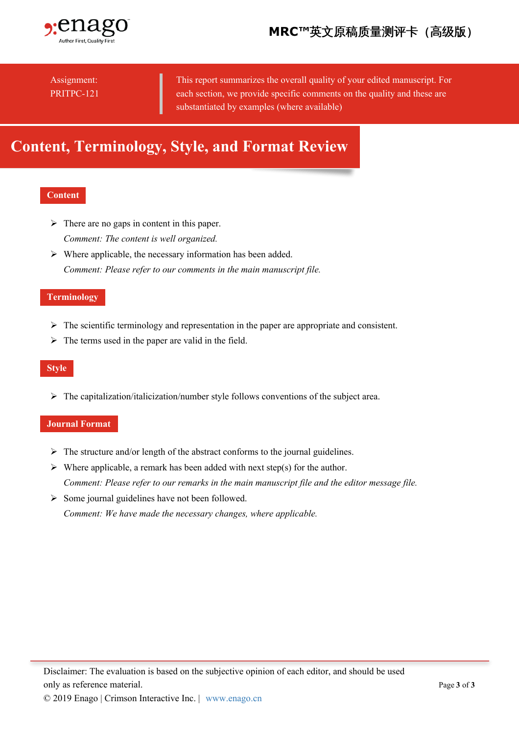Assignment: PRITPC-121

This report summarizes the overall quality of your edited manuscript. For each section, we provide specific comments on the quality and these are substantiated by examples (where available)

# Content, Terminology, Style, and Format Review

## Content

- There are no gaps in content in this paper.
  *Comment: The content is well organized.*
- Where applicable, the necessary information has been added.
  *Comment: Please refer to our comments in the main manuscript file.*

## Terminology

- The scientific terminology and representation in the paper are appropriate and consistent.
- The terms used in the paper are valid in the field.

## Style

- The capitalization/italicization/number style follows conventions of the subject area.

## Journal Format

- The structure and/or length of the abstract conforms to the journal guidelines.
- Where applicable, a remark has been added with next step(s) for the author.
  *Comment: Please refer to our remarks in the main manuscript file and the editor message file.*
- Some journal guidelines have not been followed.
  *Comment: We have made the necessary changes, where applicable.*

Disclaimer: The evaluation is based on the subjective opinion of each editor, and should be used only as reference material.

© 2019 Enago | Crimson Interactive Inc. | www.enago.cn